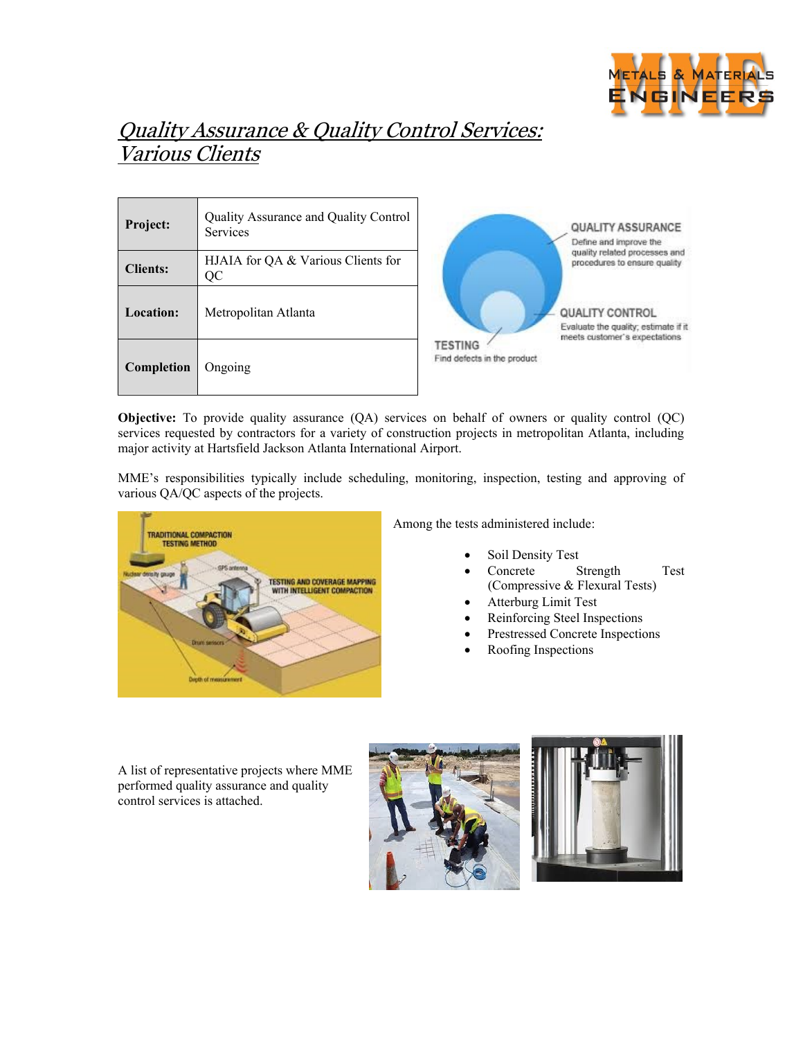# *Quality Assurance & Quality Control Services: Various Clients*

| | |
|---|---|
| **Project:** | Quality Assurance and Quality Control Services |
| **Clients:** | HJAIA for QA & Various Clients for QC |
| **Location:** | Metropolitan Atlanta |
| **Completion** | Ongoing |

**Objective:** To provide quality assurance (QA) services on behalf of owners or quality control (QC) services requested by contractors for a variety of construction projects in metropolitan Atlanta, including major activity at Hartsfield Jackson Atlanta International Airport.

MME's responsibilities typically include scheduling, monitoring, inspection, testing and approving of various QA/QC aspects of the projects.

Among the tests administered include:

- Soil Density Test
- Concrete Strength Test (Compressive & Flexural Tests)
- Atterburg Limit Test
- Reinforcing Steel Inspections
- Prestressed Concrete Inspections
- Roofing Inspections

A list of representative projects where MME performed quality assurance and quality control services is attached.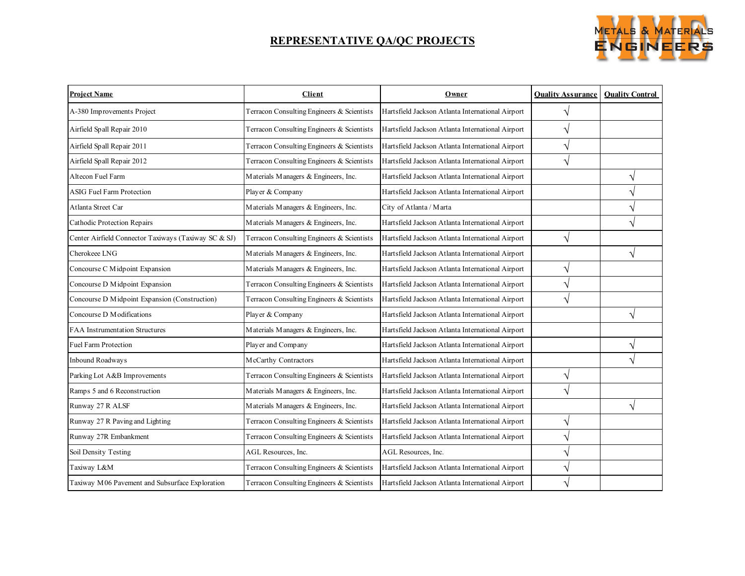# REPRESENTATIVE QA/QC PROJECTS

METALS & MATERIALS ENGINEERS

| Project Name | Client | Owner | Quality Assurance | Quality Control |
|---|---|---|---|---|
| A-380 Improvements Project | Terracon Consulting Engineers & Scientists | Hartsfield Jackson Atlanta International Airport | √ | |
| Airfield Spall Repair 2010 | Terracon Consulting Engineers & Scientists | Hartsfield Jackson Atlanta International Airport | √ | |
| Airfield Spall Repair 2011 | Terracon Consulting Engineers & Scientists | Hartsfield Jackson Atlanta International Airport | √ | |
| Airfield Spall Repair 2012 | Terracon Consulting Engineers & Scientists | Hartsfield Jackson Atlanta International Airport | √ | |
| Altecon Fuel Farm | Materials Managers & Engineers, Inc. | Hartsfield Jackson Atlanta International Airport | | √ |
| ASIG Fuel Farm Protection | Player & Company | Hartsfield Jackson Atlanta International Airport | | √ |
| Atlanta Street Car | Materials Managers & Engineers, Inc. | City of Atlanta / Marta | | √ |
| Cathodic Protection Repairs | Materials Managers & Engineers, Inc. | Hartsfield Jackson Atlanta International Airport | | √ |
| Center Airfield Connector Taxiways (Taxiway SC & SJ) | Terracon Consulting Engineers & Scientists | Hartsfield Jackson Atlanta International Airport | √ | |
| Cherokeee LNG | Materials Managers & Engineers, Inc. | Hartsfield Jackson Atlanta International Airport | | √ |
| Concourse C Midpoint Expansion | Materials Managers & Engineers, Inc. | Hartsfield Jackson Atlanta International Airport | √ | |
| Concourse D Midpoint Expansion | Terracon Consulting Engineers & Scientists | Hartsfield Jackson Atlanta International Airport | √ | |
| Concourse D Midpoint Expansion (Construction) | Terracon Consulting Engineers & Scientists | Hartsfield Jackson Atlanta International Airport | √ | |
| Concourse D Modifications | Player & Company | Hartsfield Jackson Atlanta International Airport | | √ |
| FAA Instrumentation Structures | Materials Managers & Engineers, Inc. | Hartsfield Jackson Atlanta International Airport | | |
| Fuel Farm Protection | Player and Company | Hartsfield Jackson Atlanta International Airport | | √ |
| Inbound Roadways | McCarthy Contractors | Hartsfield Jackson Atlanta International Airport | | √ |
| Parking Lot A&B Improvements | Terracon Consulting Engineers & Scientists | Hartsfield Jackson Atlanta International Airport | √ | |
| Ramps 5 and 6 Reconstruction | Materials Managers & Engineers, Inc. | Hartsfield Jackson Atlanta International Airport | √ | |
| Runway 27 R ALSF | Materials Managers & Engineers, Inc. | Hartsfield Jackson Atlanta International Airport | | √ |
| Runway 27 R Paving and Lighting | Terracon Consulting Engineers & Scientists | Hartsfield Jackson Atlanta International Airport | √ | |
| Runway 27R Embankment | Terracon Consulting Engineers & Scientists | Hartsfield Jackson Atlanta International Airport | √ | |
| Soil Density Testing | AGL Resources, Inc. | AGL Resources, Inc. | √ | |
| Taxiway L&M | Terracon Consulting Engineers & Scientists | Hartsfield Jackson Atlanta International Airport | √ | |
| Taxiway M06 Pavement and Subsurface Exploration | Terracon Consulting Engineers & Scientists | Hartsfield Jackson Atlanta International Airport | √ | |